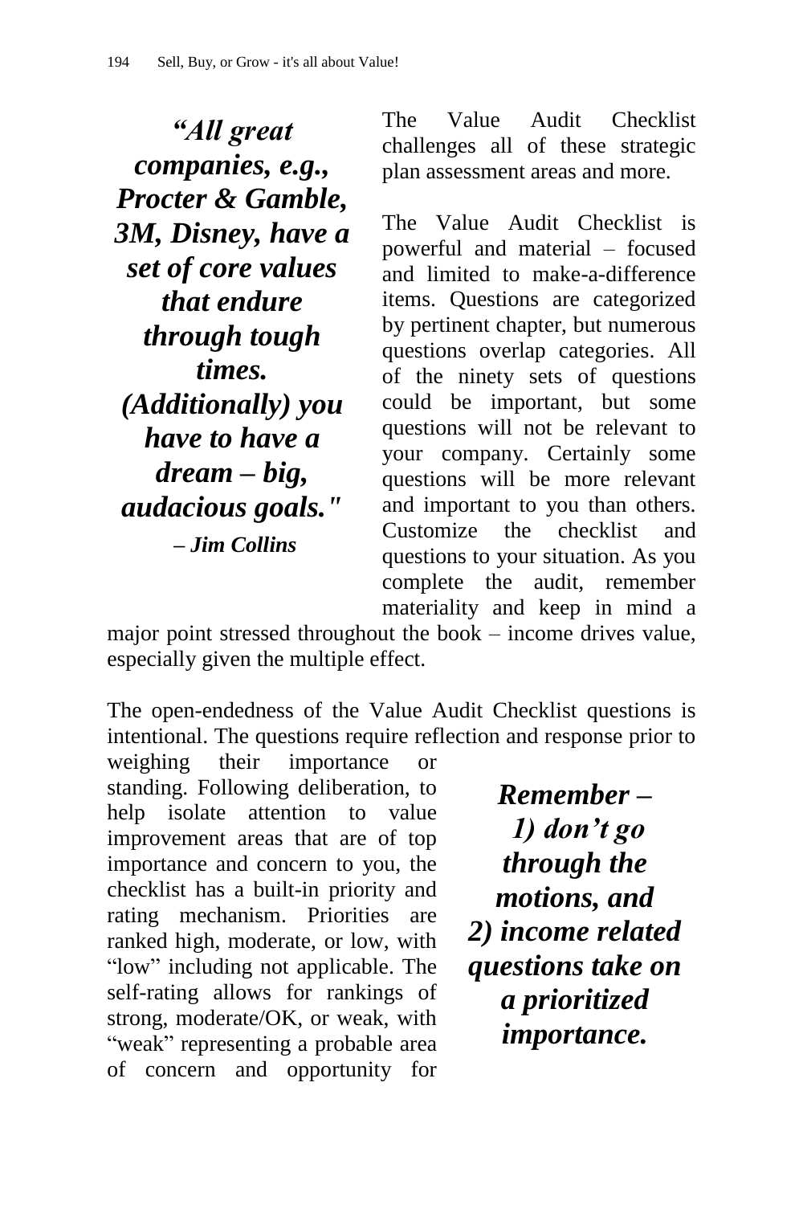***"All great companies, e.g., Procter & Gamble, 3M, Disney, have a set of core values that endure through tough times. (Additionally) you have to have a dream – big, audacious goals."***
***– Jim Collins***

The Value Audit Checklist challenges all of these strategic plan assessment areas and more.

The Value Audit Checklist is powerful and material – focused and limited to make-a-difference items. Questions are categorized by pertinent chapter, but numerous questions overlap categories. All of the ninety sets of questions could be important, but some questions will not be relevant to your company. Certainly some questions will be more relevant and important to you than others. Customize the checklist and questions to your situation. As you complete the audit, remember materiality and keep in mind a major point stressed throughout the book – income drives value, especially given the multiple effect.

The open-endedness of the Value Audit Checklist questions is intentional. The questions require reflection and response prior to weighing their importance or standing. Following deliberation, to help isolate attention to value improvement areas that are of top importance and concern to you, the checklist has a built-in priority and rating mechanism. Priorities are ranked high, moderate, or low, with "low" including not applicable. The self-rating allows for rankings of strong, moderate/OK, or weak, with "weak" representing a probable area of concern and opportunity for

***Remember – 1) don't go through the motions, and 2) income related questions take on a prioritized importance.***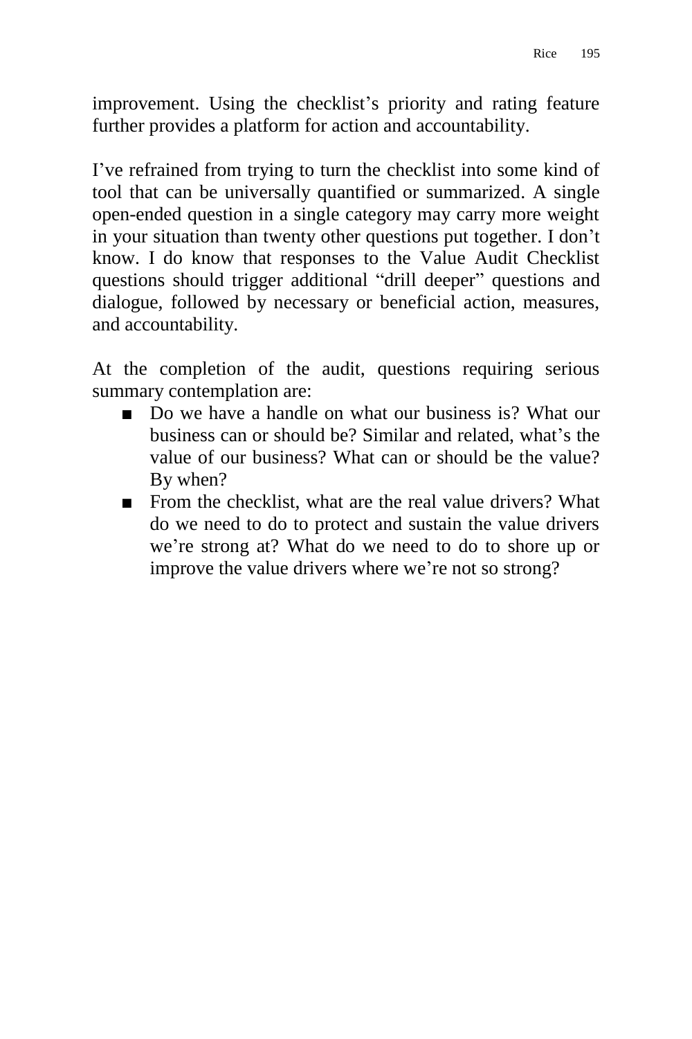improvement. Using the checklist's priority and rating feature further provides a platform for action and accountability.

I've refrained from trying to turn the checklist into some kind of tool that can be universally quantified or summarized. A single open-ended question in a single category may carry more weight in your situation than twenty other questions put together. I don't know. I do know that responses to the Value Audit Checklist questions should trigger additional "drill deeper" questions and dialogue, followed by necessary or beneficial action, measures, and accountability.

At the completion of the audit, questions requiring serious summary contemplation are:

- Do we have a handle on what our business is? What our business can or should be? Similar and related, what's the value of our business? What can or should be the value? By when?
- From the checklist, what are the real value drivers? What do we need to do to protect and sustain the value drivers we're strong at? What do we need to do to shore up or improve the value drivers where we're not so strong?